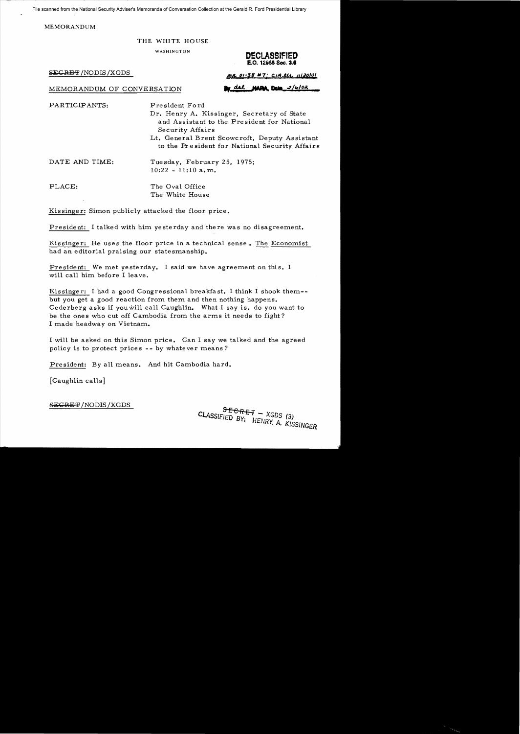File scanned from the National Security Adviser's Memoranda of Conversation Collection at the Gerald R. Ford Presidential Library

MEMORANDUM

THE WHITE HOUSE

WASHINGTON

**DECLASSIFIED**
**E.O. 12958 Sec. 3.6**

~~SECRET~~/NODIS/XGDS

MR 01-38 #7; CIA ltr 11/30/01

MEMORANDUM OF CONVERSATION

By dal NARA, Date 2/6/02

PARTICIPANTS: President Ford
Dr. Henry A. Kissinger, Secretary of State and Assistant to the President for National Security Affairs
Lt. General Brent Scowcroft, Deputy Assistant to the President for National Security Affairs

DATE AND TIME: Tuesday, February 25, 1975; 10:22 - 11:10 a.m.

PLACE: The Oval Office
The White House

Kissinger: Simon publicly attacked the floor price.

President: I talked with him yesterday and there was no disagreement.

Kissinger: He uses the floor price in a technical sense. The Economist had an editorial praising our statesmanship.

President: We met yesterday. I said we have agreement on this. I will call him before I leave.

Kissinger: I had a good Congressional breakfast. I think I shook them-- but you get a good reaction from them and then nothing happens. Cederberg asks if you will call Caughlin. What I say is, do you want to be the ones who cut off Cambodia from the arms it needs to fight? I made headway on Vietnam.

I will be asked on this Simon price. Can I say we talked and the agreed policy is to protect prices -- by whatever means?

President: By all means. And hit Cambodia hard.

[Caughlin calls]

~~SECRET~~/NODIS/XGDS

~~SECRET~~ - XGDS (3)
CLASSIFIED BY: HENRY A. KISSINGER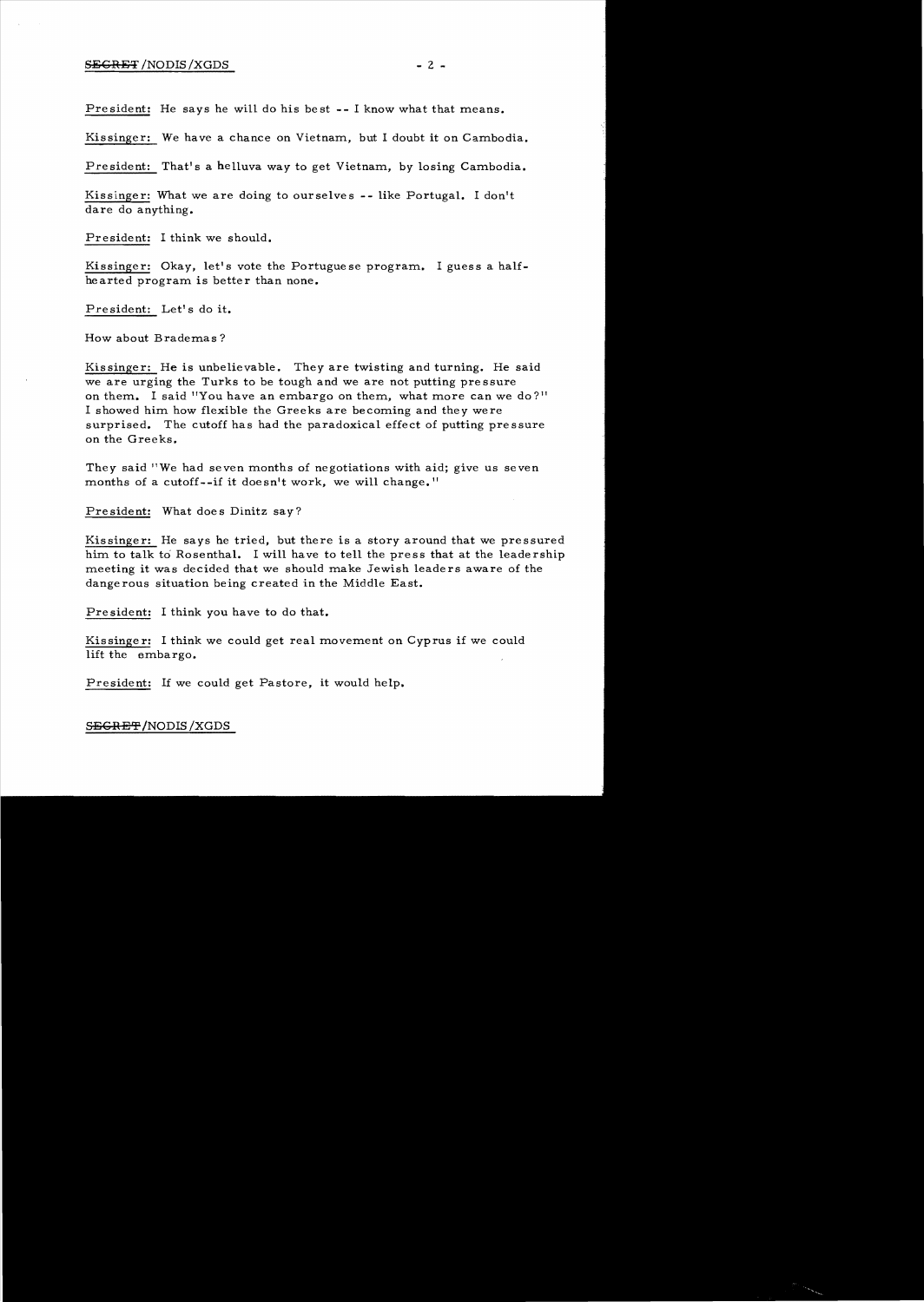President: He says he will do his best -- I know what that means.

Kissinger: We have a chance on Vietnam, but I doubt it on Cambodia.

President: That's a helluva way to get Vietnam, by losing Cambodia.

Kissinger: What we are doing to ourselves -- like Portugal. I don't dare do anything.

President: I think we should.

Kissinger: Okay, let's vote the Portuguese program. I guess a half-hearted program is better than none.

President: Let's do it.

How about Brademas?

Kissinger: He is unbelievable. They are twisting and turning. He said we are urging the Turks to be tough and we are not putting pressure on them. I said "You have an embargo on them, what more can we do?" I showed him how flexible the Greeks are becoming and they were surprised. The cutoff has had the paradoxical effect of putting pressure on the Greeks.

They said "We had seven months of negotiations with aid; give us seven months of a cutoff--if it doesn't work, we will change."

President: What does Dinitz say?

Kissinger: He says he tried, but there is a story around that we pressured him to talk to Rosenthal. I will have to tell the press that at the leadership meeting it was decided that we should make Jewish leaders aware of the dangerous situation being created in the Middle East.

President: I think you have to do that.

Kissinger: I think we could get real movement on Cyprus if we could lift the embargo.

President: If we could get Pastore, it would help.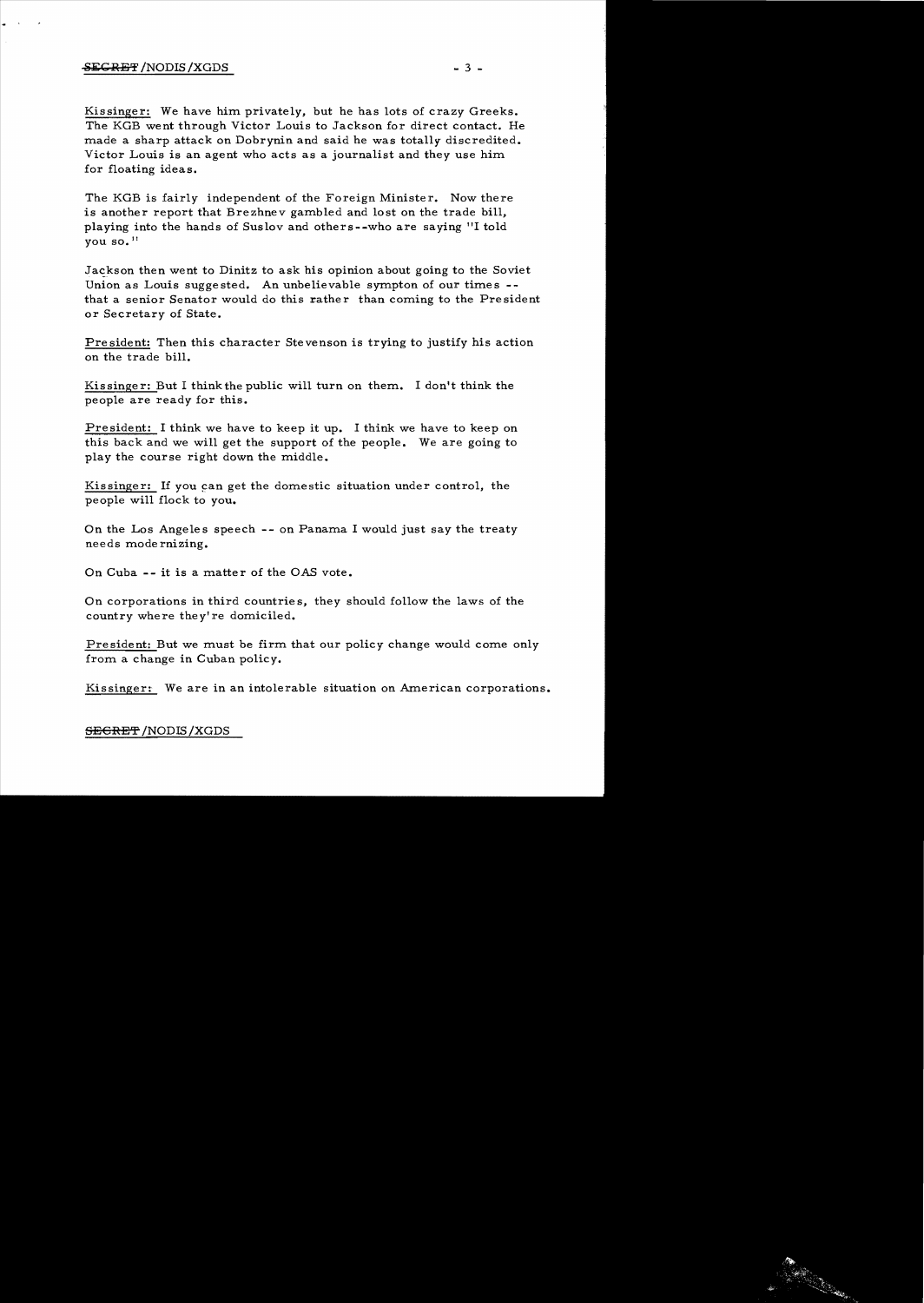Kissinger: We have him privately, but he has lots of crazy Greeks. The KGB went through Victor Louis to Jackson for direct contact. He made a sharp attack on Dobrynin and said he was totally discredited. Victor Louis is an agent who acts as a journalist and they use him for floating ideas.

The KGB is fairly independent of the Foreign Minister. Now there is another report that Brezhnev gambled and lost on the trade bill, playing into the hands of Suslov and others--who are saying "I told you so."

Jackson then went to Dinitz to ask his opinion about going to the Soviet Union as Louis suggested. An unbelievable sympton of our times -- that a senior Senator would do this rather than coming to the President or Secretary of State.

President: Then this character Stevenson is trying to justify his action on the trade bill.

Kissinger: But I think the public will turn on them. I don't think the people are ready for this.

President: I think we have to keep it up. I think we have to keep on this back and we will get the support of the people. We are going to play the course right down the middle.

Kissinger: If you can get the domestic situation under control, the people will flock to you.

On the Los Angeles speech -- on Panama I would just say the treaty needs modernizing.

On Cuba -- it is a matter of the OAS vote.

On corporations in third countries, they should follow the laws of the country where they're domiciled.

President: But we must be firm that our policy change would come only from a change in Cuban policy.

Kissinger: We are in an intolerable situation on American corporations.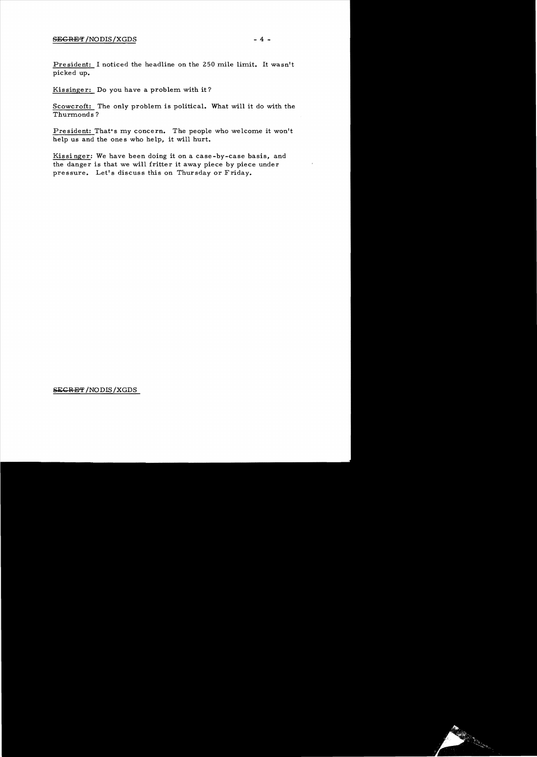President: I noticed the headline on the 250 mile limit. It wasn't picked up.

Kissinger: Do you have a problem with it?

Scowcroft: The only problem is political. What will it do with the Thurmonds?

President: That's my concern. The people who welcome it won't help us and the ones who help, it will hurt.

Kissinger: We have been doing it on a case-by-case basis, and the danger is that we will fritter it away piece by piece under pressure. Let's discuss this on Thursday or Friday.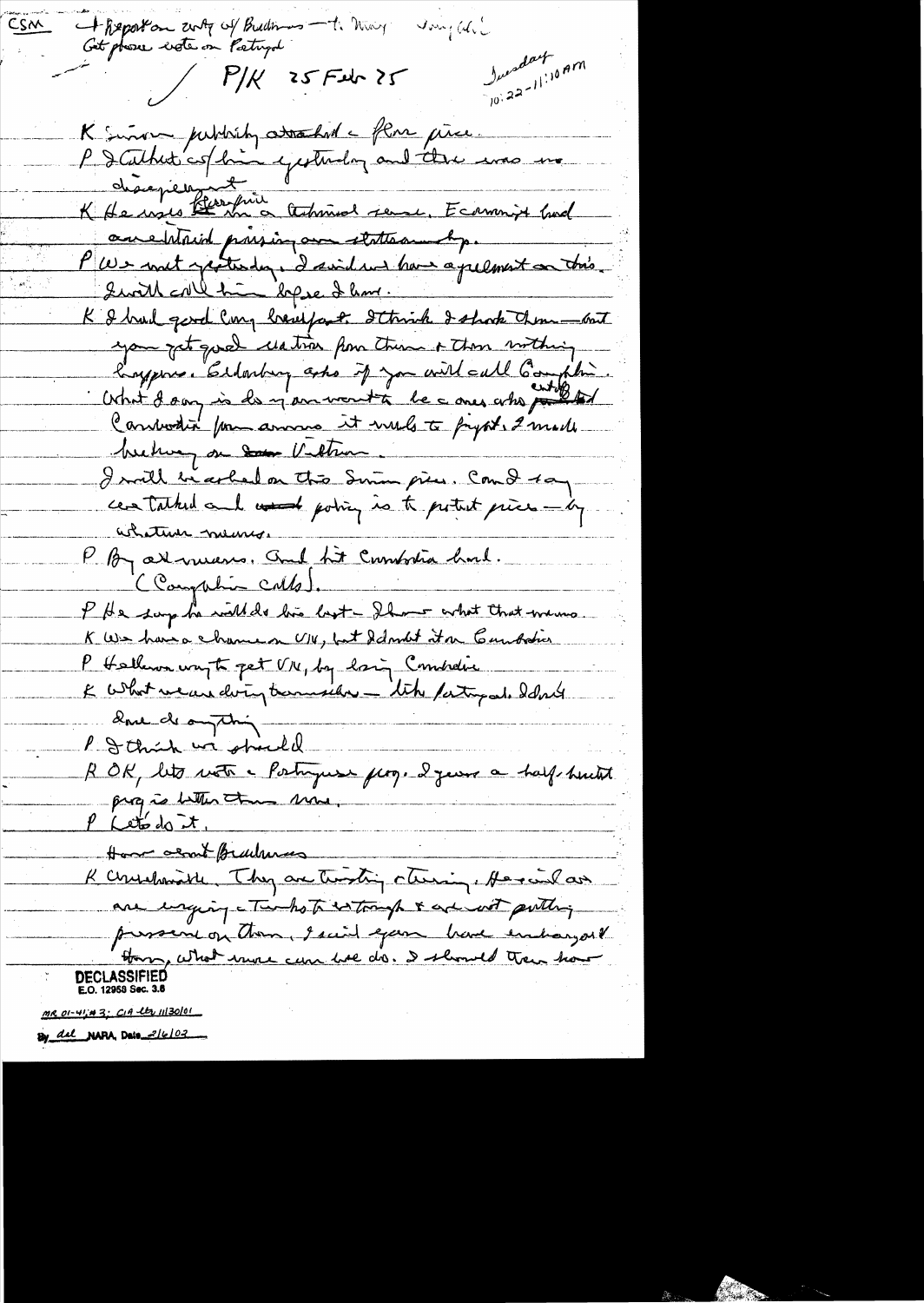CSM — + Report on unity of Buddhism — to Mary. Very (ill)
Get phone vote on Portugal

P/K 25 Feb 75

Tuesday
10:22-11:10 am

K Simon publicity attacked a floor price.
P I talked w/ him yesterday and there was no disagreement.
K He uses floor price in a technical sense. Economist had overestimated pressing our statement, p.
P We met yesterday. I said we have agreement on this. I will call him before I leave.
K I had good Cong breakfast. I think I shook them — but you get good reaction from them & then nothing happens. Cederberg asks if you will call Camp. What I say is do you want to be ones who [cutoff] Cambodia [from] ammo it needs to fight. I made pitch on same V[iet]nam.
I will be asked on this Simon piece. Can I say we talked and our policy is to protect price — by whatever means.
P By all means. And hit Cambodia hard.
(Camp calls).
P He says he will do his best — I know what that means.
K We have a chance on VN, but I doubt it on Cambodia
P Hell one way to get VN, by losing Cambodia
K What we are doing to ourselves — like Portugal. I don't know do anything
P I think we should
K OK, lets vote a Portuguese prog. I guess a half-hearted prog is better than none.
P Let's do it.
How about Buddhism
K Unchanged. They are twisting & turning. He said we are urging Turks to withdraw & are not putting pressure on them. I said you have embargoed them, what more can we do. I showed them how

DECLASSIFIED
E.O. 12958 Sec. 3.6
MR 01-41, #3; CIA ltr 11/30/01
By dal NARA, Date 2/6/02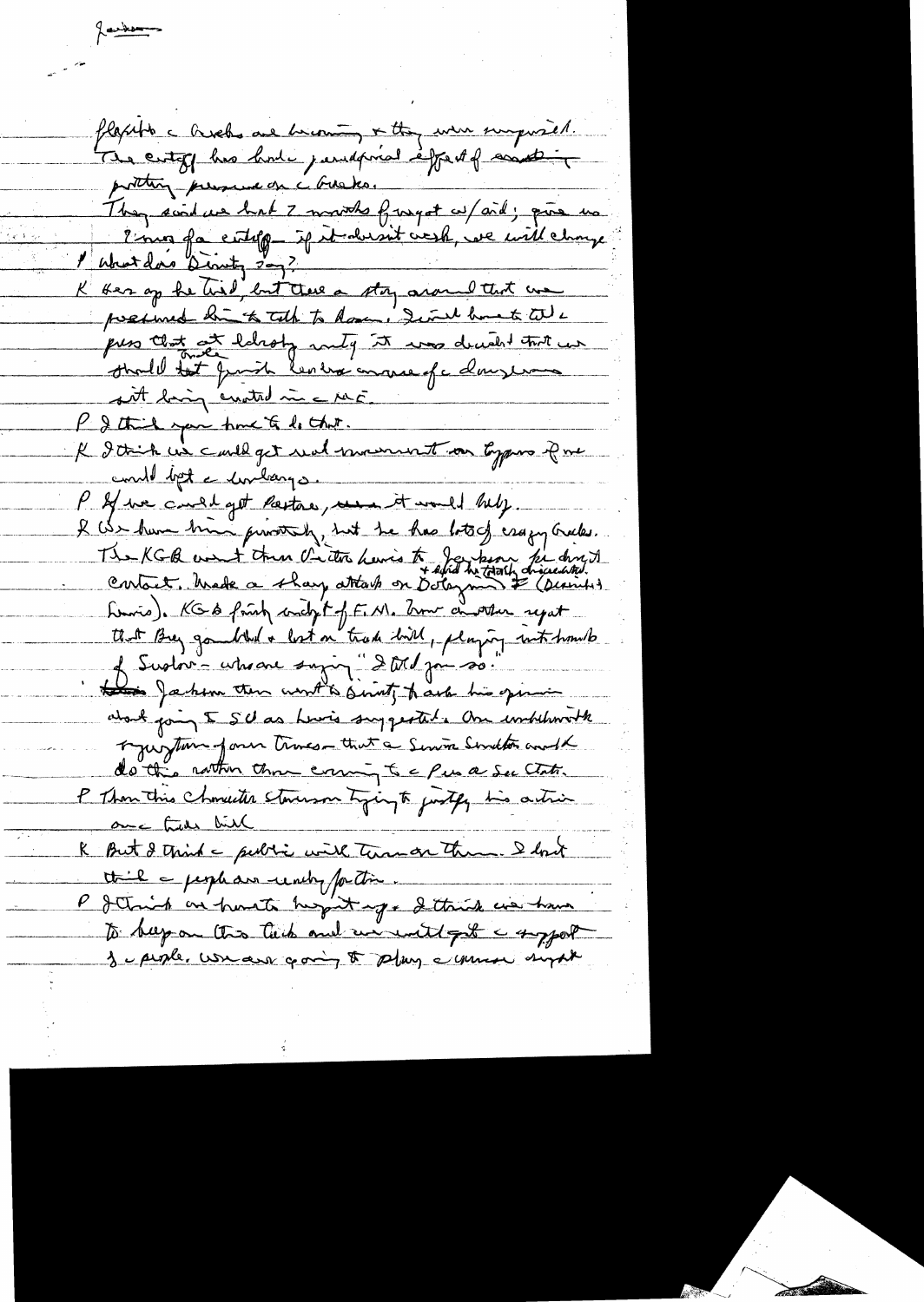Jackson

flagship & Greeks are leaving & they were surprised.
The cutoff has had a profound effect of exerting pressure on the Greeks.
They said we had 2 months f weight w/aid; give us 2 mos for cutoff — if it doesn't work, we will change.

P What does Dinitz say?

K Hes up the wall, but there a story around that we pressured him to talk to Rosen. I will have to tell the press that at Ecevit's[?] unity it was decided that we should tell Jewish leaders aware of the dangers with being enacted in the [?]

P I think you have to do that.

K I think we could get real movement on Cyprus if we could lift the embargo.

P If we could get Pastore, it would help.

K We have him privately, but he has lots of crazy Greeks. The KGB went thru Victor Louis to Jackson for direct contact. Made a sharp attack on Dobrynin & (Jackson's + said he totally discredited Louis). KGB firmly on top of F.M. Now another report that Brezhnev gambled & lost on trade bill, playing into hands of Suslov — who are saying "I told you so." Jackson then went to Dinitz to ask his opinion about going to SU as Louis suggested. An unbelievable fantasy of our times that a Senior Senator would do this rather than coming to the Pres. or Sec State.

P Then this character Stevenson trying to justify his action on trade bill

K But I think the public will turn on them. I don't think the people are ready for this.

P I think we have to buy it up. I think we have to keep on this track and we will get the support of the people. We are going to play the [?] right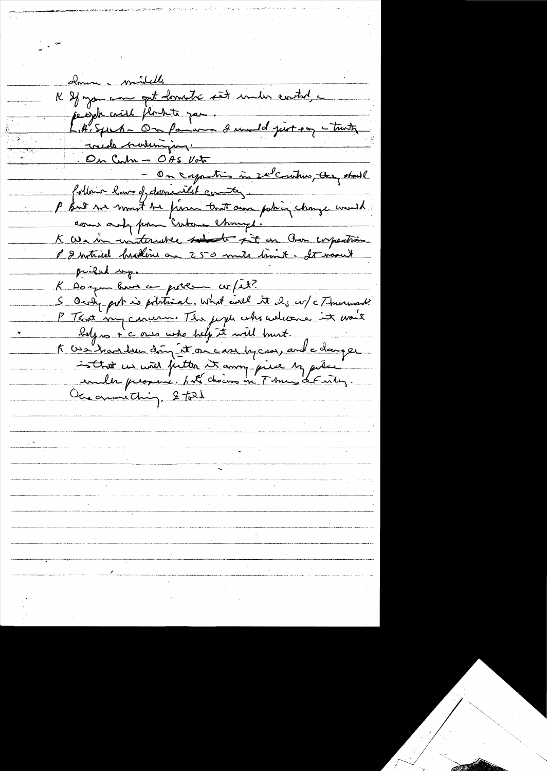Somme Middle

K If you can get domestic set under control, a people will flock to you.

L.A. Speech - On Panama I would just say a treaty under negotiation.

On Cuba - OAS Vote

- On corporations in 3rd countries, they should follow laws of domiciled country.

P But we must be firm that any policy change would come only from Cuban change.

K We in intolerable situation - put on Ron corporation.

P I noticed headline on 250 mile limit. It wasn't picked up.

K Do you have a problem w/it?

S Only problem is political. What will it do w/c Thurmond?

P That my concern. The people who welcome it won't help us + c ones who help it will hurt.

K We have been doing it on case by case, and c danger is that we will fritter it away piece by piece under pressure. Let's discuss in Tokyo & Fairly.

One more thing, I told